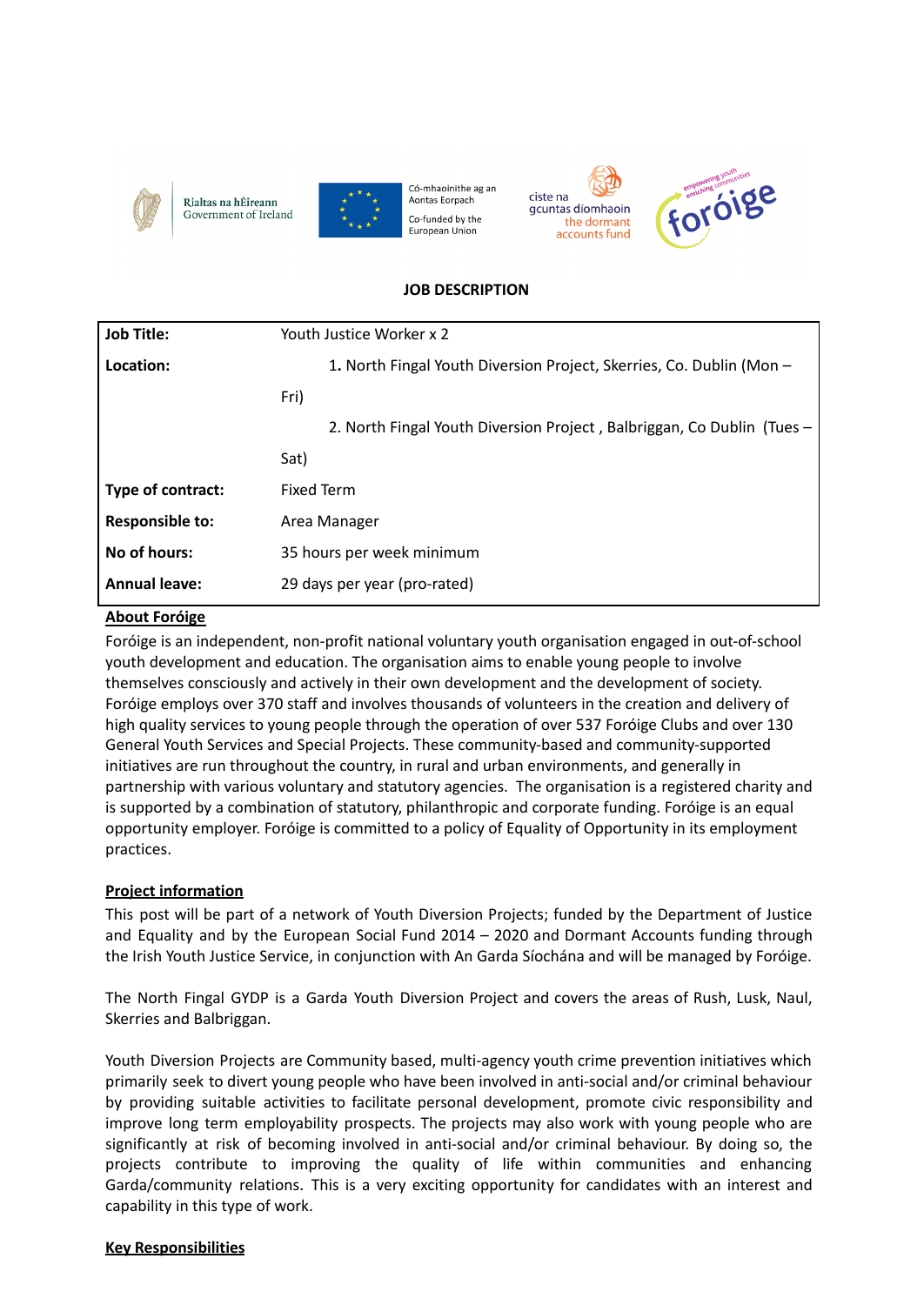**JOB DESCRIPTION**

| | |
|---|---|
| **Job Title:** | Youth Justice Worker x 2 |
| **Location:** | 1. North Fingal Youth Diversion Project, Skerries, Co. Dublin (Mon – Fri)<br>2. North Fingal Youth Diversion Project , Balbriggan, Co Dublin (Tues – Sat) |
| **Type of contract:** | Fixed Term |
| **Responsible to:** | Area Manager |
| **No of hours:** | 35 hours per week minimum |
| **Annual leave:** | 29 days per year (pro-rated) |

## About Foróige

Foróige is an independent, non-profit national voluntary youth organisation engaged in out-of-school youth development and education. The organisation aims to enable young people to involve themselves consciously and actively in their own development and the development of society. Foróige employs over 370 staff and involves thousands of volunteers in the creation and delivery of high quality services to young people through the operation of over 537 Foróige Clubs and over 130 General Youth Services and Special Projects. These community-based and community-supported initiatives are run throughout the country, in rural and urban environments, and generally in partnership with various voluntary and statutory agencies. The organisation is a registered charity and is supported by a combination of statutory, philanthropic and corporate funding. Foróige is an equal opportunity employer. Foróige is committed to a policy of Equality of Opportunity in its employment practices.

## Project information

This post will be part of a network of Youth Diversion Projects; funded by the Department of Justice and Equality and by the European Social Fund 2014 – 2020 and Dormant Accounts funding through the Irish Youth Justice Service, in conjunction with An Garda Síochána and will be managed by Foróige.

The North Fingal GYDP is a Garda Youth Diversion Project and covers the areas of Rush, Lusk, Naul, Skerries and Balbriggan.

Youth Diversion Projects are Community based, multi-agency youth crime prevention initiatives which primarily seek to divert young people who have been involved in anti-social and/or criminal behaviour by providing suitable activities to facilitate personal development, promote civic responsibility and improve long term employability prospects. The projects may also work with young people who are significantly at risk of becoming involved in anti-social and/or criminal behaviour. By doing so, the projects contribute to improving the quality of life within communities and enhancing Garda/community relations. This is a very exciting opportunity for candidates with an interest and capability in this type of work.

## Key Responsibilities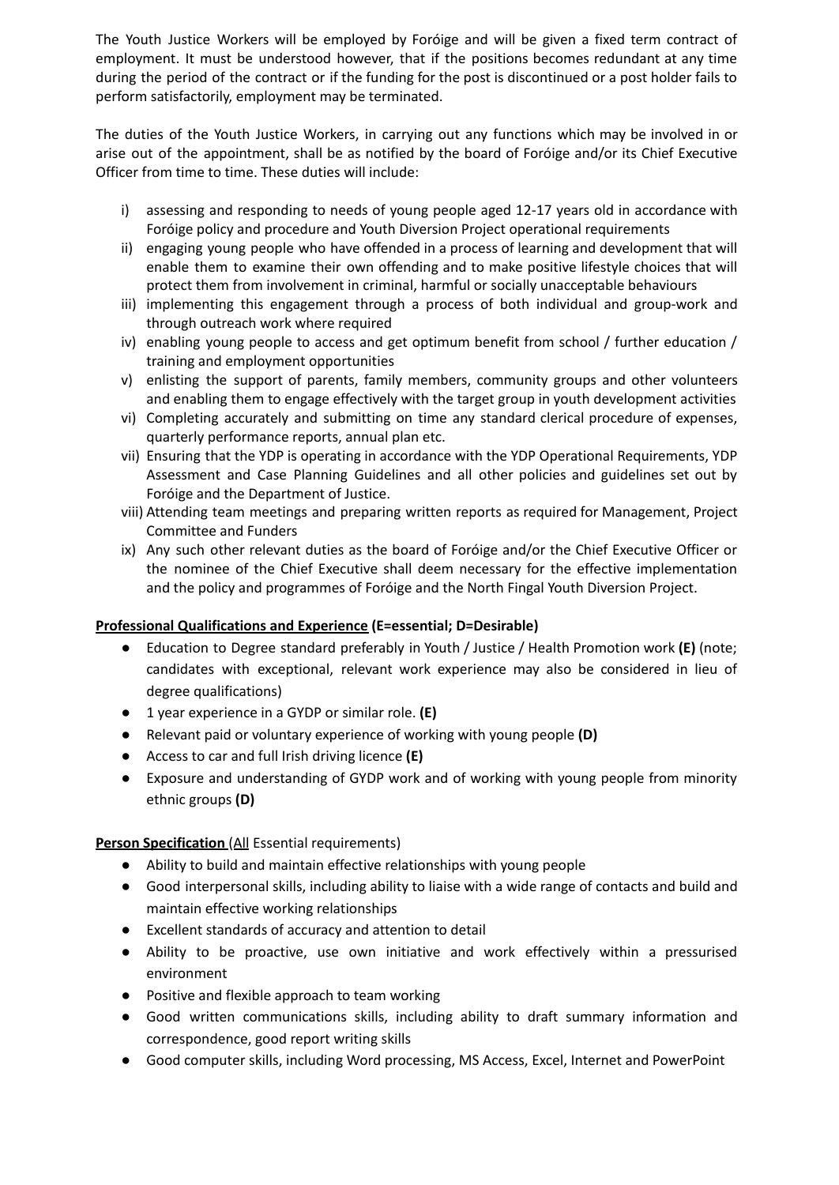The Youth Justice Workers will be employed by Foróige and will be given a fixed term contract of employment. It must be understood however, that if the positions becomes redundant at any time during the period of the contract or if the funding for the post is discontinued or a post holder fails to perform satisfactorily, employment may be terminated.

The duties of the Youth Justice Workers, in carrying out any functions which may be involved in or arise out of the appointment, shall be as notified by the board of Foróige and/or its Chief Executive Officer from time to time. These duties will include:

i) assessing and responding to needs of young people aged 12-17 years old in accordance with Foróige policy and procedure and Youth Diversion Project operational requirements
ii) engaging young people who have offended in a process of learning and development that will enable them to examine their own offending and to make positive lifestyle choices that will protect them from involvement in criminal, harmful or socially unacceptable behaviours
iii) implementing this engagement through a process of both individual and group-work and through outreach work where required
iv) enabling young people to access and get optimum benefit from school / further education / training and employment opportunities
v) enlisting the support of parents, family members, community groups and other volunteers and enabling them to engage effectively with the target group in youth development activities
vi) Completing accurately and submitting on time any standard clerical procedure of expenses, quarterly performance reports, annual plan etc.
vii) Ensuring that the YDP is operating in accordance with the YDP Operational Requirements, YDP Assessment and Case Planning Guidelines and all other policies and guidelines set out by Foróige and the Department of Justice.
viii) Attending team meetings and preparing written reports as required for Management, Project Committee and Funders
ix) Any such other relevant duties as the board of Foróige and/or the Chief Executive Officer or the nominee of the Chief Executive shall deem necessary for the effective implementation and the policy and programmes of Foróige and the North Fingal Youth Diversion Project.

**Professional Qualifications and Experience (E=essential; D=Desirable)**

- Education to Degree standard preferably in Youth / Justice / Health Promotion work **(E)** (note; candidates with exceptional, relevant work experience may also be considered in lieu of degree qualifications)
- 1 year experience in a GYDP or similar role. **(E)**
- Relevant paid or voluntary experience of working with young people **(D)**
- Access to car and full Irish driving licence **(E)**
- Exposure and understanding of GYDP work and of working with young people from minority ethnic groups **(D)**

**Person Specification** (All Essential requirements)

- Ability to build and maintain effective relationships with young people
- Good interpersonal skills, including ability to liaise with a wide range of contacts and build and maintain effective working relationships
- Excellent standards of accuracy and attention to detail
- Ability to be proactive, use own initiative and work effectively within a pressurised environment
- Positive and flexible approach to team working
- Good written communications skills, including ability to draft summary information and correspondence, good report writing skills
- Good computer skills, including Word processing, MS Access, Excel, Internet and PowerPoint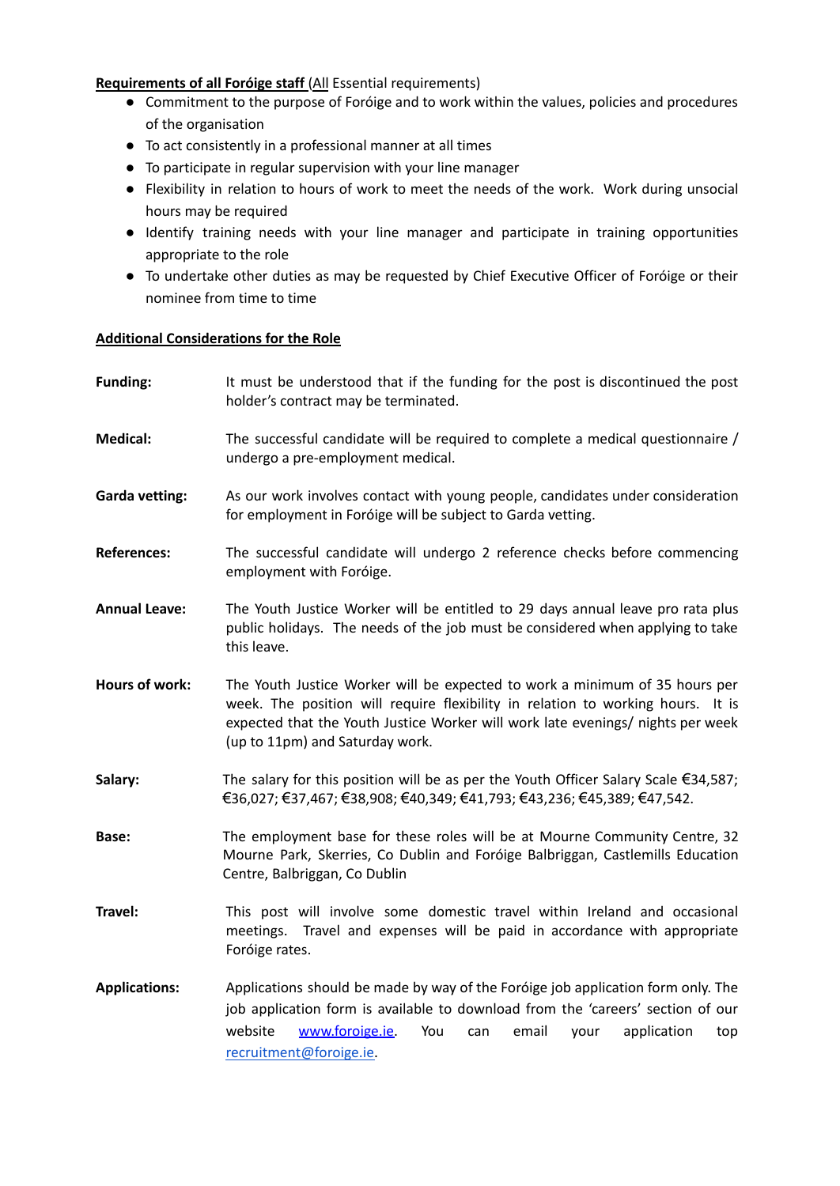**Requirements of all Foróige staff** (All Essential requirements)

- Commitment to the purpose of Foróige and to work within the values, policies and procedures of the organisation
- To act consistently in a professional manner at all times
- To participate in regular supervision with your line manager
- Flexibility in relation to hours of work to meet the needs of the work. Work during unsocial hours may be required
- Identify training needs with your line manager and participate in training opportunities appropriate to the role
- To undertake other duties as may be requested by Chief Executive Officer of Foróige or their nominee from time to time

**Additional Considerations for the Role**

**Funding:** It must be understood that if the funding for the post is discontinued the post holder's contract may be terminated.

**Medical:** The successful candidate will be required to complete a medical questionnaire / undergo a pre-employment medical.

**Garda vetting:** As our work involves contact with young people, candidates under consideration for employment in Foróige will be subject to Garda vetting.

**References:** The successful candidate will undergo 2 reference checks before commencing employment with Foróige.

**Annual Leave:** The Youth Justice Worker will be entitled to 29 days annual leave pro rata plus public holidays. The needs of the job must be considered when applying to take this leave.

**Hours of work:** The Youth Justice Worker will be expected to work a minimum of 35 hours per week. The position will require flexibility in relation to working hours. It is expected that the Youth Justice Worker will work late evenings/ nights per week (up to 11pm) and Saturday work.

**Salary:** The salary for this position will be as per the Youth Officer Salary Scale €34,587; €36,027; €37,467; €38,908; €40,349; €41,793; €43,236; €45,389; €47,542.

**Base:** The employment base for these roles will be at Mourne Community Centre, 32 Mourne Park, Skerries, Co Dublin and Foróige Balbriggan, Castlemills Education Centre, Balbriggan, Co Dublin

**Travel:** This post will involve some domestic travel within Ireland and occasional meetings. Travel and expenses will be paid in accordance with appropriate Foróige rates.

**Applications:** Applications should be made by way of the Foróige job application form only. The job application form is available to download from the 'careers' section of our website www.foroige.ie. You can email your application top recruitment@foroige.ie.